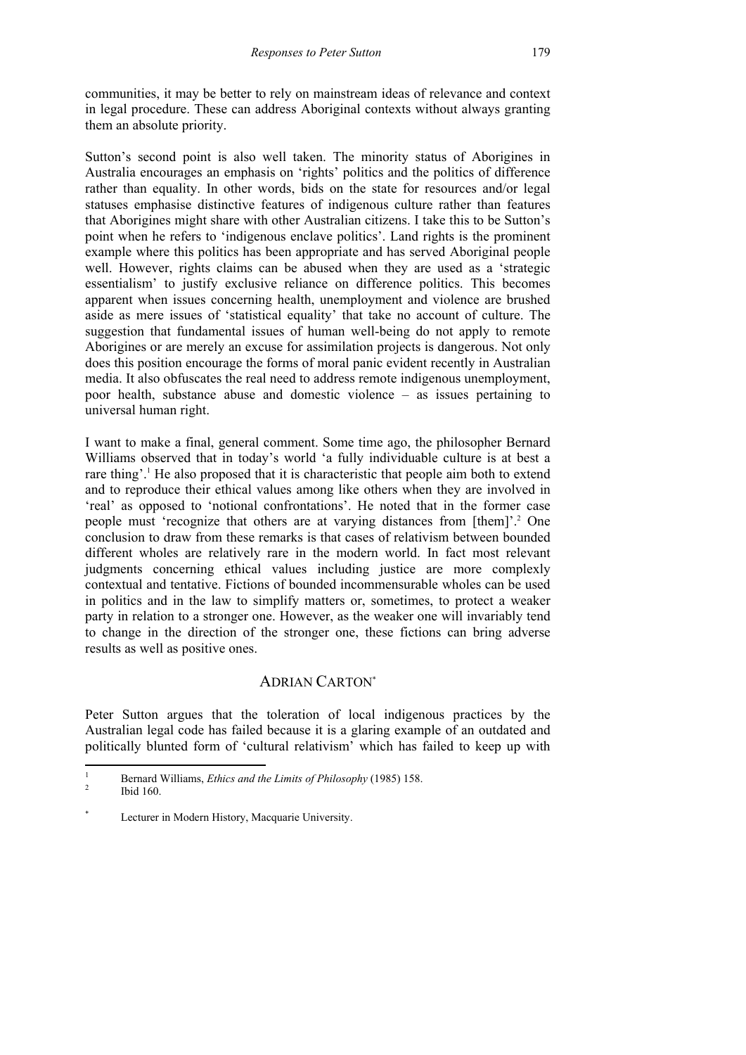communities, it may be better to rely on mainstream ideas of relevance and context in legal procedure. These can address Aboriginal contexts without always granting them an absolute priority.

Sutton's second point is also well taken. The minority status of Aborigines in Australia encourages an emphasis on 'rights' politics and the politics of difference rather than equality. In other words, bids on the state for resources and/or legal statuses emphasise distinctive features of indigenous culture rather than features that Aborigines might share with other Australian citizens. I take this to be Sutton's point when he refers to 'indigenous enclave politics'. Land rights is the prominent example where this politics has been appropriate and has served Aboriginal people well. However, rights claims can be abused when they are used as a 'strategic essentialism' to justify exclusive reliance on difference politics. This becomes apparent when issues concerning health, unemployment and violence are brushed aside as mere issues of 'statistical equality' that take no account of culture. The suggestion that fundamental issues of human well-being do not apply to remote Aborigines or are merely an excuse for assimilation projects is dangerous. Not only does this position encourage the forms of moral panic evident recently in Australian media. It also obfuscates the real need to address remote indigenous unemployment, poor health, substance abuse and domestic violence – as issues pertaining to universal human right.

I want to make a final, general comment. Some time ago, the philosopher Bernard Williams observed that in today's world 'a fully individuable culture is at best a rare thing'.[1] He also proposed that it is characteristic that people aim both to extend and to reproduce their ethical values among like others when they are involved in 'real' as opposed to 'notional confrontations'. He noted that in the former case people must 'recognize that others are at varying distances from [them]'.[2] One conclusion to draw from these remarks is that cases of relativism between bounded different wholes are relatively rare in the modern world. In fact most relevant judgments concerning ethical values including justice are more complexly contextual and tentative. Fictions of bounded incommensurable wholes can be used in politics and in the law to simplify matters or, sometimes, to protect a weaker party in relation to a stronger one. However, as the weaker one will invariably tend to change in the direction of the stronger one, these fictions can bring adverse results as well as positive ones.

## ADRIAN CARTON[*]

Peter Sutton argues that the toleration of local indigenous practices by the Australian legal code has failed because it is a glaring example of an outdated and politically blunted form of 'cultural relativism' which has failed to keep up with

---

[1] Bernard Williams, *Ethics and the Limits of Philosophy* (1985) 158.

[2] Ibid 160.

[*] Lecturer in Modern History, Macquarie University.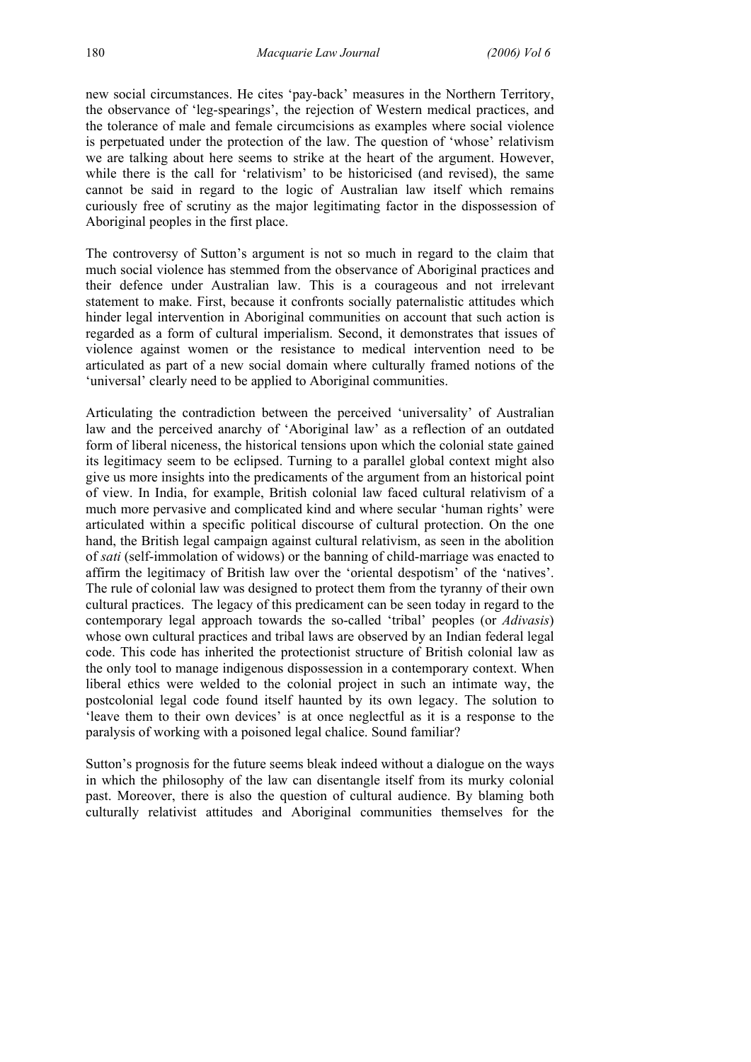new social circumstances. He cites 'pay-back' measures in the Northern Territory, the observance of 'leg-spearings', the rejection of Western medical practices, and the tolerance of male and female circumcisions as examples where social violence is perpetuated under the protection of the law. The question of 'whose' relativism we are talking about here seems to strike at the heart of the argument. However, while there is the call for 'relativism' to be historicised (and revised), the same cannot be said in regard to the logic of Australian law itself which remains curiously free of scrutiny as the major legitimating factor in the dispossession of Aboriginal peoples in the first place.

The controversy of Sutton's argument is not so much in regard to the claim that much social violence has stemmed from the observance of Aboriginal practices and their defence under Australian law. This is a courageous and not irrelevant statement to make. First, because it confronts socially paternalistic attitudes which hinder legal intervention in Aboriginal communities on account that such action is regarded as a form of cultural imperialism. Second, it demonstrates that issues of violence against women or the resistance to medical intervention need to be articulated as part of a new social domain where culturally framed notions of the 'universal' clearly need to be applied to Aboriginal communities.

Articulating the contradiction between the perceived 'universality' of Australian law and the perceived anarchy of 'Aboriginal law' as a reflection of an outdated form of liberal niceness, the historical tensions upon which the colonial state gained its legitimacy seem to be eclipsed. Turning to a parallel global context might also give us more insights into the predicaments of the argument from an historical point of view. In India, for example, British colonial law faced cultural relativism of a much more pervasive and complicated kind and where secular 'human rights' were articulated within a specific political discourse of cultural protection. On the one hand, the British legal campaign against cultural relativism, as seen in the abolition of *sati* (self-immolation of widows) or the banning of child-marriage was enacted to affirm the legitimacy of British law over the 'oriental despotism' of the 'natives'. The rule of colonial law was designed to protect them from the tyranny of their own cultural practices. The legacy of this predicament can be seen today in regard to the contemporary legal approach towards the so-called 'tribal' peoples (or *Adivasis*) whose own cultural practices and tribal laws are observed by an Indian federal legal code. This code has inherited the protectionist structure of British colonial law as the only tool to manage indigenous dispossession in a contemporary context. When liberal ethics were welded to the colonial project in such an intimate way, the postcolonial legal code found itself haunted by its own legacy. The solution to 'leave them to their own devices' is at once neglectful as it is a response to the paralysis of working with a poisoned legal chalice. Sound familiar?

Sutton's prognosis for the future seems bleak indeed without a dialogue on the ways in which the philosophy of the law can disentangle itself from its murky colonial past. Moreover, there is also the question of cultural audience. By blaming both culturally relativist attitudes and Aboriginal communities themselves for the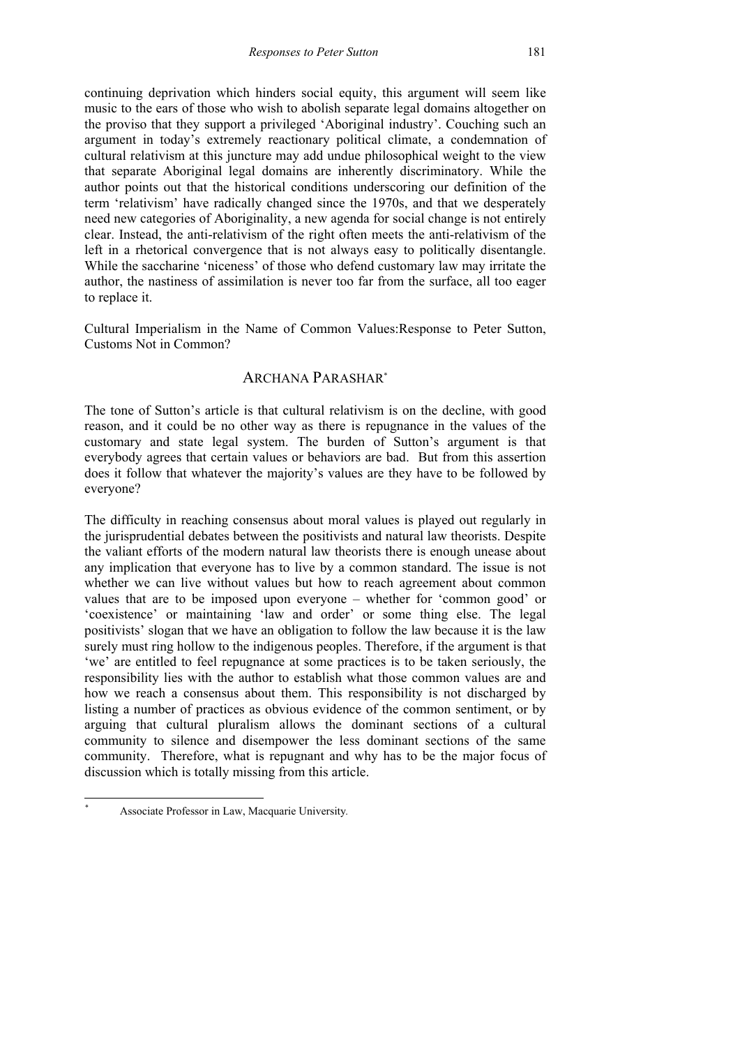continuing deprivation which hinders social equity, this argument will seem like music to the ears of those who wish to abolish separate legal domains altogether on the proviso that they support a privileged 'Aboriginal industry'. Couching such an argument in today's extremely reactionary political climate, a condemnation of cultural relativism at this juncture may add undue philosophical weight to the view that separate Aboriginal legal domains are inherently discriminatory. While the author points out that the historical conditions underscoring our definition of the term 'relativism' have radically changed since the 1970s, and that we desperately need new categories of Aboriginality, a new agenda for social change is not entirely clear. Instead, the anti-relativism of the right often meets the anti-relativism of the left in a rhetorical convergence that is not always easy to politically disentangle. While the saccharine 'niceness' of those who defend customary law may irritate the author, the nastiness of assimilation is never too far from the surface, all too eager to replace it.

## Cultural Imperialism in the Name of Common Values:Response to Peter Sutton, Customs Not in Common?

### ARCHANA PARASHAR*

The tone of Sutton's article is that cultural relativism is on the decline, with good reason, and it could be no other way as there is repugnance in the values of the customary and state legal system. The burden of Sutton's argument is that everybody agrees that certain values or behaviors are bad. But from this assertion does it follow that whatever the majority's values are they have to be followed by everyone?

The difficulty in reaching consensus about moral values is played out regularly in the jurisprudential debates between the positivists and natural law theorists. Despite the valiant efforts of the modern natural law theorists there is enough unease about any implication that everyone has to live by a common standard. The issue is not whether we can live without values but how to reach agreement about common values that are to be imposed upon everyone – whether for 'common good' or 'coexistence' or maintaining 'law and order' or some thing else. The legal positivists' slogan that we have an obligation to follow the law because it is the law surely must ring hollow to the indigenous peoples. Therefore, if the argument is that 'we' are entitled to feel repugnance at some practices is to be taken seriously, the responsibility lies with the author to establish what those common values are and how we reach a consensus about them. This responsibility is not discharged by listing a number of practices as obvious evidence of the common sentiment, or by arguing that cultural pluralism allows the dominant sections of a cultural community to silence and disempower the less dominant sections of the same community. Therefore, what is repugnant and why has to be the major focus of discussion which is totally missing from this article.

---

* Associate Professor in Law, Macquarie University.